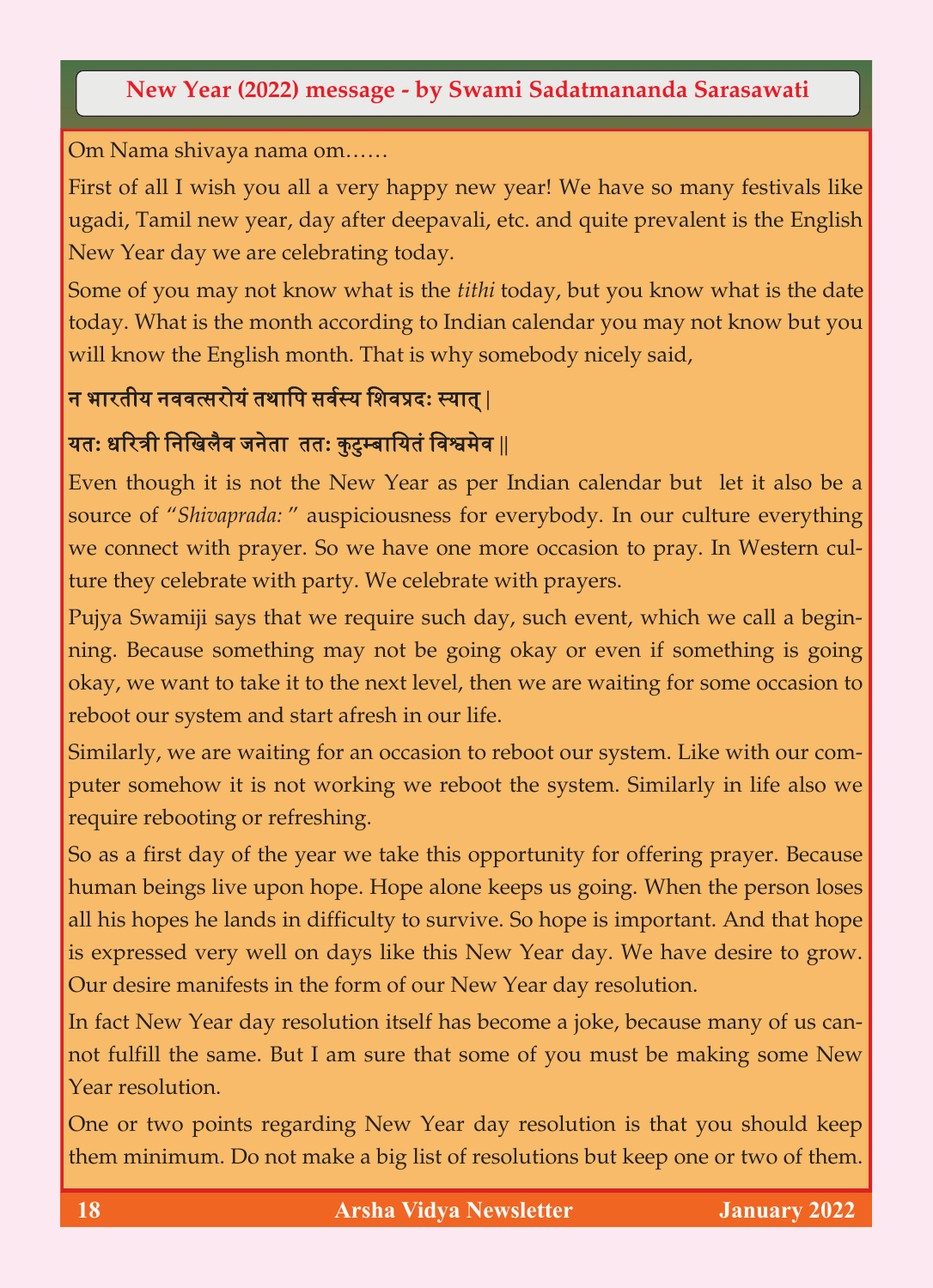## New Year (2022) message - by Swami Sadatmananda Sarasawati

Om Nama shivaya nama om……

First of all I wish you all a very happy new year! We have so many festivals like ugadi, Tamil new year, day after deepavali, etc. and quite prevalent is the English New Year day we are celebrating today.

Some of you may not know what is the *tithi* today, but you know what is the date today. What is the month according to Indian calendar you may not know but you will know the English month. That is why somebody nicely said,

**न भारतीय नववत्सरोयं तथापि सर्वस्य शिवप्रदः स्यात् |**

**यतः धरित्री निखिलैव जनेता ततः कुटुम्बायितं विश्वमेव ||**

Even though it is not the New Year as per Indian calendar but let it also be a source of "*Shivaprada:*" auspiciousness for everybody. In our culture everything we connect with prayer. So we have one more occasion to pray. In Western culture they celebrate with party. We celebrate with prayers.

Pujya Swamiji says that we require such day, such event, which we call a beginning. Because something may not be going okay or even if something is going okay, we want to take it to the next level, then we are waiting for some occasion to reboot our system and start afresh in our life.

Similarly, we are waiting for an occasion to reboot our system. Like with our computer somehow it is not working we reboot the system. Similarly in life also we require rebooting or refreshing.

So as a first day of the year we take this opportunity for offering prayer. Because human beings live upon hope. Hope alone keeps us going. When the person loses all his hopes he lands in difficulty to survive. So hope is important. And that hope is expressed very well on days like this New Year day. We have desire to grow. Our desire manifests in the form of our New Year day resolution.

In fact New Year day resolution itself has become a joke, because many of us cannot fulfill the same. But I am sure that some of you must be making some New Year resolution.

One or two points regarding New Year day resolution is that you should keep them minimum. Do not make a big list of resolutions but keep one or two of them.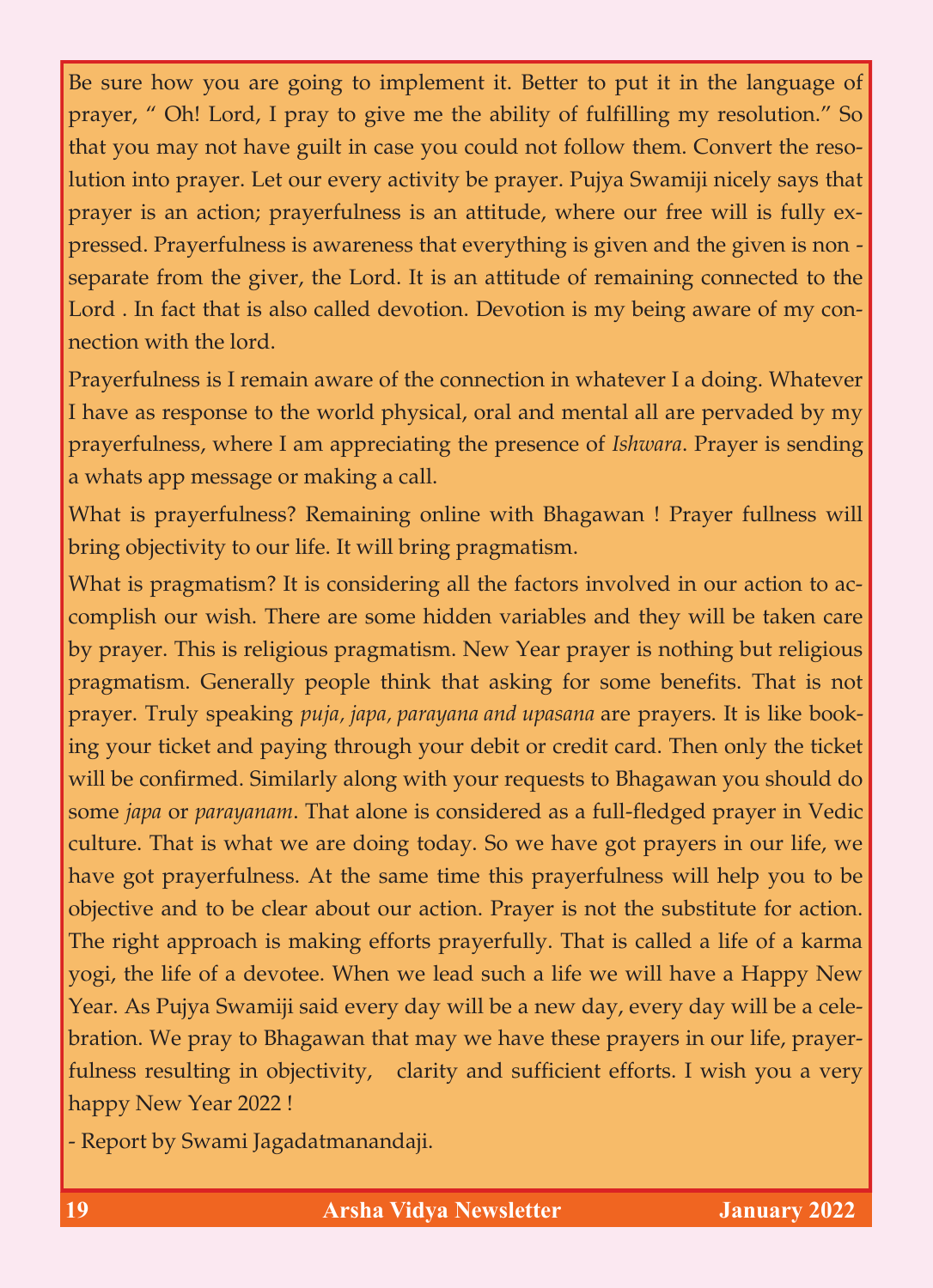Be sure how you are going to implement it. Better to put it in the language of prayer, " Oh! Lord, I pray to give me the ability of fulfilling my resolution." So that you may not have guilt in case you could not follow them. Convert the resolution into prayer. Let our every activity be prayer. Pujya Swamiji nicely says that prayer is an action; prayerfulness is an attitude, where our free will is fully expressed. Prayerfulness is awareness that everything is given and the given is non - separate from the giver, the Lord. It is an attitude of remaining connected to the Lord . In fact that is also called devotion. Devotion is my being aware of my connection with the lord.

Prayerfulness is I remain aware of the connection in whatever I a doing. Whatever I have as response to the world physical, oral and mental all are pervaded by my prayerfulness, where I am appreciating the presence of *Ishwara*. Prayer is sending a whats app message or making a call.

What is prayerfulness? Remaining online with Bhagawan ! Prayer fullness will bring objectivity to our life. It will bring pragmatism.

What is pragmatism? It is considering all the factors involved in our action to accomplish our wish. There are some hidden variables and they will be taken care by prayer. This is religious pragmatism. New Year prayer is nothing but religious pragmatism. Generally people think that asking for some benefits. That is not prayer. Truly speaking *puja, japa, parayana and upasana* are prayers. It is like booking your ticket and paying through your debit or credit card. Then only the ticket will be confirmed. Similarly along with your requests to Bhagawan you should do some *japa* or *parayanam*. That alone is considered as a full-fledged prayer in Vedic culture. That is what we are doing today. So we have got prayers in our life, we have got prayerfulness. At the same time this prayerfulness will help you to be objective and to be clear about our action. Prayer is not the substitute for action. The right approach is making efforts prayerfully. That is called a life of a karma yogi, the life of a devotee. When we lead such a life we will have a Happy New Year. As Pujya Swamiji said every day will be a new day, every day will be a celebration. We pray to Bhagawan that may we have these prayers in our life, prayerfulness resulting in objectivity, clarity and sufficient efforts. I wish you a very happy New Year 2022 !

- Report by Swami Jagadatmanandaji.